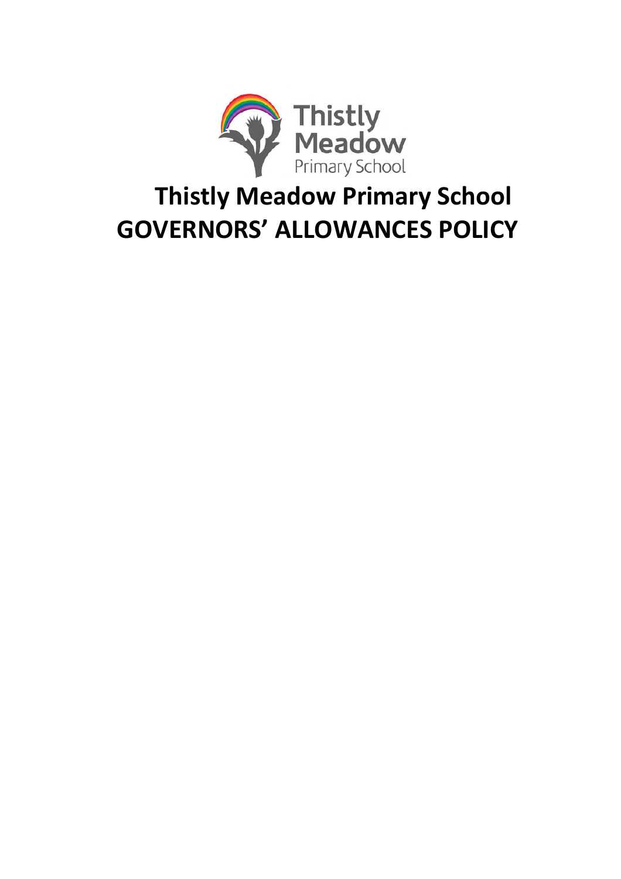# Thistly Meadow Primary School
# GOVERNORS' ALLOWANCES POLICY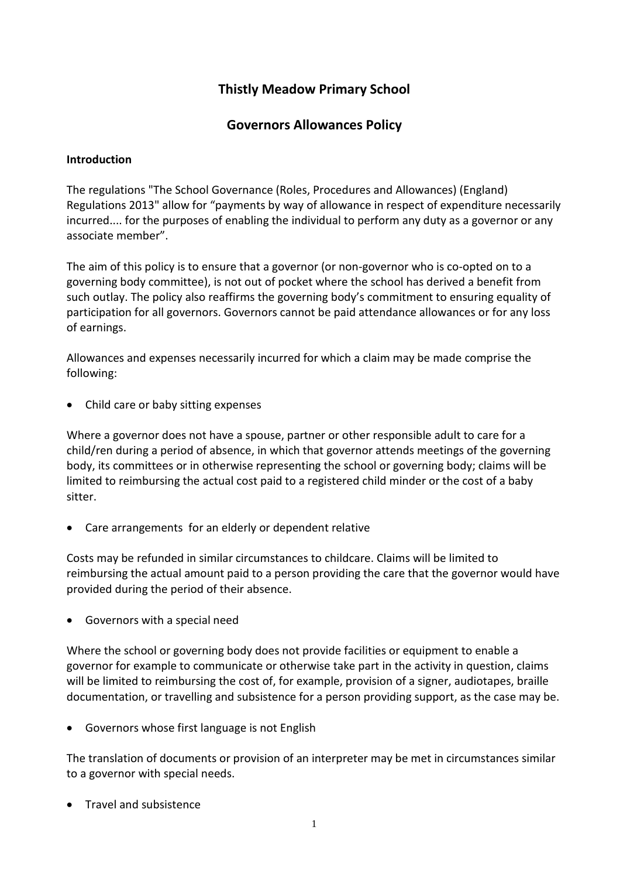# Thistly Meadow Primary School

## Governors Allowances Policy

### Introduction

The regulations "The School Governance (Roles, Procedures and Allowances) (England) Regulations 2013" allow for "payments by way of allowance in respect of expenditure necessarily incurred.... for the purposes of enabling the individual to perform any duty as a governor or any associate member".

The aim of this policy is to ensure that a governor (or non-governor who is co-opted on to a governing body committee), is not out of pocket where the school has derived a benefit from such outlay. The policy also reaffirms the governing body's commitment to ensuring equality of participation for all governors. Governors cannot be paid attendance allowances or for any loss of earnings.

Allowances and expenses necessarily incurred for which a claim may be made comprise the following:

- Child care or baby sitting expenses

Where a governor does not have a spouse, partner or other responsible adult to care for a child/ren during a period of absence, in which that governor attends meetings of the governing body, its committees or in otherwise representing the school or governing body; claims will be limited to reimbursing the actual cost paid to a registered child minder or the cost of a baby sitter.

- Care arrangements for an elderly or dependent relative

Costs may be refunded in similar circumstances to childcare. Claims will be limited to reimbursing the actual amount paid to a person providing the care that the governor would have provided during the period of their absence.

- Governors with a special need

Where the school or governing body does not provide facilities or equipment to enable a governor for example to communicate or otherwise take part in the activity in question, claims will be limited to reimbursing the cost of, for example, provision of a signer, audiotapes, braille documentation, or travelling and subsistence for a person providing support, as the case may be.

- Governors whose first language is not English

The translation of documents or provision of an interpreter may be met in circumstances similar to a governor with special needs.

- Travel and subsistence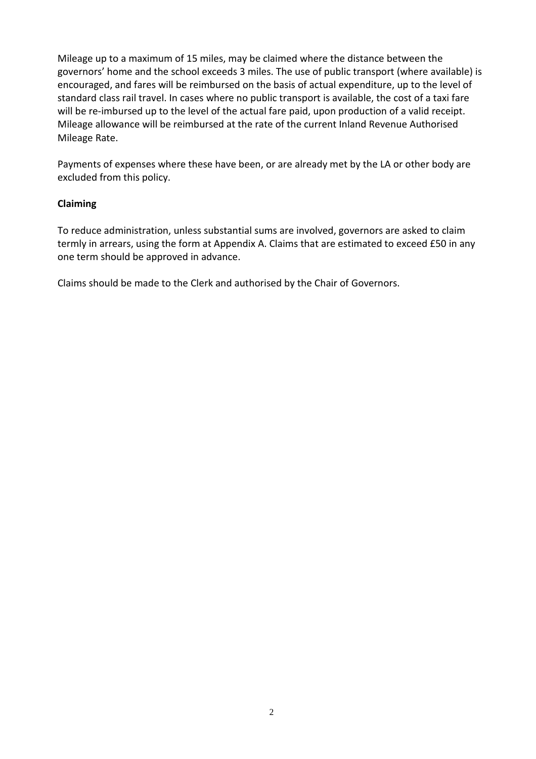Mileage up to a maximum of 15 miles, may be claimed where the distance between the governors' home and the school exceeds 3 miles. The use of public transport (where available) is encouraged, and fares will be reimbursed on the basis of actual expenditure, up to the level of standard class rail travel. In cases where no public transport is available, the cost of a taxi fare will be re-imbursed up to the level of the actual fare paid, upon production of a valid receipt. Mileage allowance will be reimbursed at the rate of the current Inland Revenue Authorised Mileage Rate.

Payments of expenses where these have been, or are already met by the LA or other body are excluded from this policy.

**Claiming**

To reduce administration, unless substantial sums are involved, governors are asked to claim termly in arrears, using the form at Appendix A. Claims that are estimated to exceed £50 in any one term should be approved in advance.

Claims should be made to the Clerk and authorised by the Chair of Governors.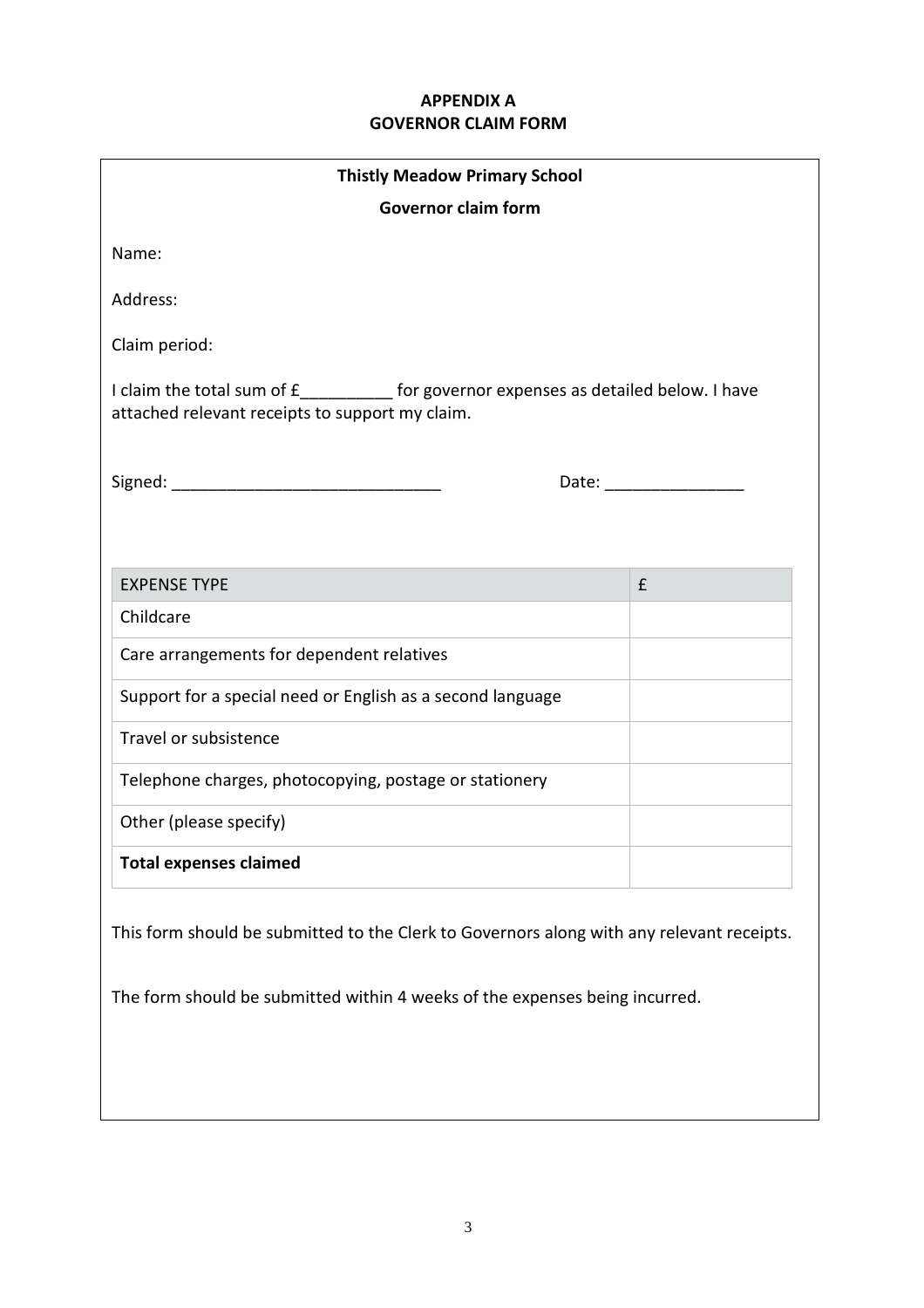# APPENDIX A
# GOVERNOR CLAIM FORM

**Thistly Meadow Primary School**

**Governor claim form**

Name:

Address:

Claim period:

I claim the total sum of £__________ for governor expenses as detailed below. I have attached relevant receipts to support my claim.

Signed: _____________________________ Date: _______________

| EXPENSE TYPE | £ |
|---|---|
| Childcare | |
| Care arrangements for dependent relatives | |
| Support for a special need or English as a second language | |
| Travel or subsistence | |
| Telephone charges, photocopying, postage or stationery | |
| Other (please specify) | |
| **Total expenses claimed** | |

This form should be submitted to the Clerk to Governors along with any relevant receipts.

The form should be submitted within 4 weeks of the expenses being incurred.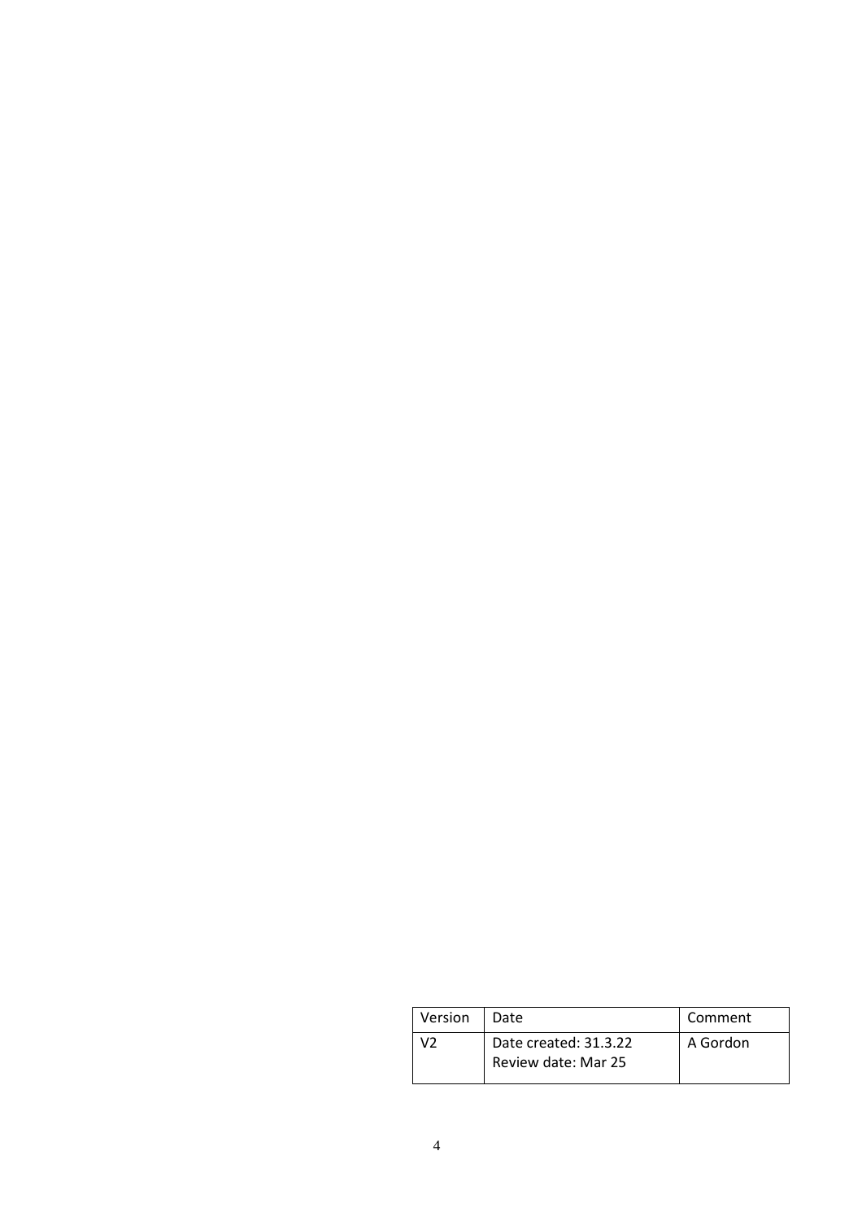| Version | Date | Comment |
| --- | --- | --- |
| V2 | Date created: 31.3.22<br>Review date: Mar 25 | A Gordon |